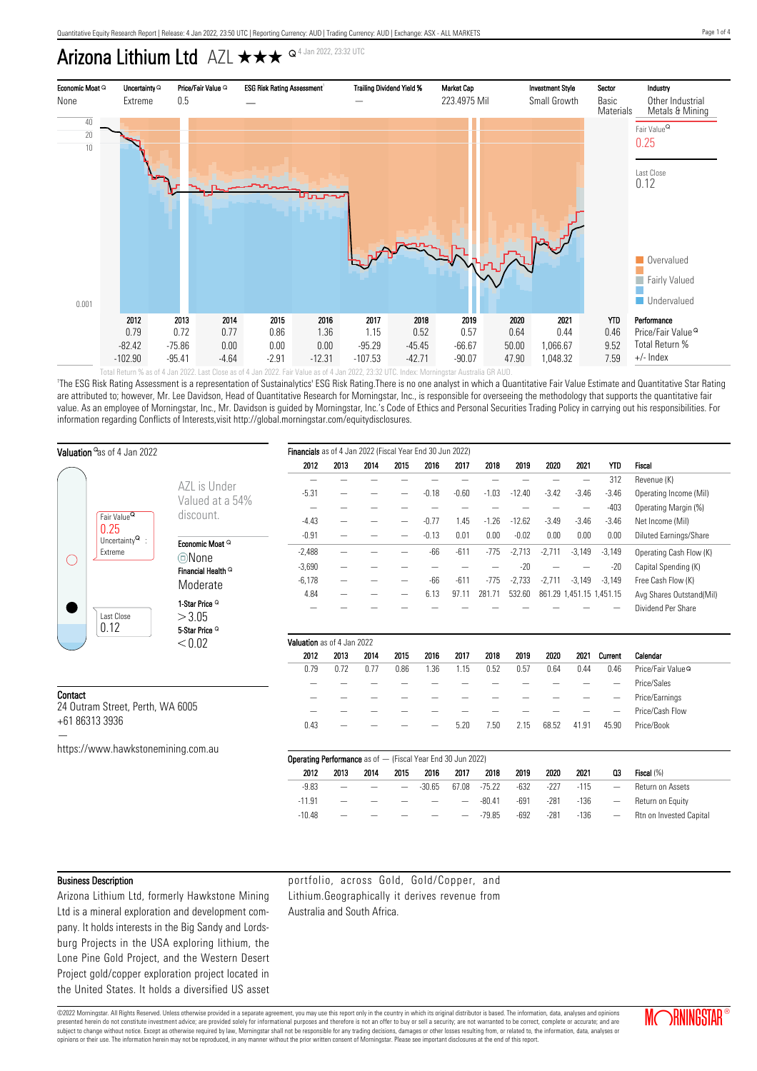# Arizona Lithium Ltd AZL ★★★

4 Jan 2022, 23:32 UTC

| Economic Moat | Uncertainty | Price/Fair Value | ESG Risk Rating Assessment[1] | Trailing Dividend Yield % | Market Cap | Investment Style | Sector | Industry |
|---|---|---|---|---|---|---|---|---|
| None | Extreme | 0.5 | — | — | 223.4975 Mil | Small Growth | Basic Materials | Other Industrial Metals & Mining |

Fair Value 0.25

Last Close 0.12

Overvalued / Fairly Valued / Undervalued

| | 2012 | 2013 | 2014 | 2015 | 2016 | 2017 | 2018 | 2019 | 2020 | 2021 | YTD | Performance |
|---|---|---|---|---|---|---|---|---|---|---|---|---|
| | 0.79 | 0.72 | 0.77 | 0.86 | 1.36 | 1.15 | 0.52 | 0.57 | 0.64 | 0.44 | 0.46 | Price/Fair Value |
| | -82.42 | -75.86 | 0.00 | 0.00 | 0.00 | -95.29 | -45.45 | -66.67 | 50.00 | 1,066.67 | 9.52 | Total Return % |
| | -102.90 | -95.41 | -4.64 | -2.91 | -12.31 | -107.53 | -42.71 | -90.07 | 47.90 | 1,048.32 | 7.59 | +/- Index |

Total Return % as of 4 Jan 2022. Last Close as of 4 Jan 2022. Fair Value as of 4 Jan 2022, 23:32 UTC. Index: Morningstar Australia GR AUD.

[1]The ESG Risk Rating Assessment is a representation of Sustainalytics' ESG Risk Rating.There is no one analyst in which a Quantitative Fair Value Estimate and Quantitative Star Rating are attributed to; however, Mr. Lee Davidson, Head of Quantitative Research for Morningstar, Inc., is responsible for overseeing the methodology that supports the quantitative fair value. As an employee of Morningstar, Inc., Mr. Davidson is guided by Morningstar, Inc.'s Code of Ethics and Personal Securities Trading Policy in carrying out his responsibilities. For information regarding Conflicts of Interests,visit http://global.morningstar.com/equitydisclosures.

## Valuation as of 4 Jan 2022

Fair Value 0.25
Uncertainty: Extreme

Last Close 0.12

AZL is Under Valued at a 54% discount.

Economic Moat: None

Financial Health: Moderate

1-Star Price: > 3.05

5-Star Price: < 0.02

## Contact

24 Outram Street, Perth, WA 6005
+61 86313 3936
—
https://www.hawkstonemining.com.au

## Financials as of 4 Jan 2022 (Fiscal Year End 30 Jun 2022)

| 2012 | 2013 | 2014 | 2015 | 2016 | 2017 | 2018 | 2019 | 2020 | 2021 | YTD | Fiscal |
|---|---|---|---|---|---|---|---|---|---|---|---|
| — | — | — | — | — | — | — | — | — | — | 312 | Revenue (K) |
| -5.31 | — | — | — | -0.18 | -0.60 | -1.03 | -12.40 | -3.42 | -3.46 | -3.46 | Operating Income (Mil) |
| — | — | — | — | — | — | — | — | — | — | -403 | Operating Margin (%) |
| -4.43 | — | — | — | -0.77 | 1.45 | -1.26 | -12.62 | -3.49 | -3.46 | -3.46 | Net Income (Mil) |
| -0.91 | — | — | — | -0.13 | 0.01 | 0.00 | -0.02 | 0.00 | 0.00 | 0.00 | Diluted Earnings/Share |
| -2,488 | — | — | — | -66 | -611 | -775 | -2,713 | -2,711 | -3,149 | -3,149 | Operating Cash Flow (K) |
| -3,690 | — | — | — | — | — | — | -20 | — | — | -20 | Capital Spending (K) |
| -6,178 | — | — | — | -66 | -611 | -775 | -2,733 | -2,711 | -3,149 | -3,149 | Free Cash Flow (K) |
| 4.84 | — | — | — | 6.13 | 97.11 | 281.71 | 532.60 | 861.29 | 1,451.15 | 1,451.15 | Avg Shares Outstand(Mil) |
| — | — | — | — | — | — | — | — | — | — | — | Dividend Per Share |

## Valuation as of 4 Jan 2022

| 2012 | 2013 | 2014 | 2015 | 2016 | 2017 | 2018 | 2019 | 2020 | 2021 | Current | Calendar |
|---|---|---|---|---|---|---|---|---|---|---|---|
| 0.79 | 0.72 | 0.77 | 0.86 | 1.36 | 1.15 | 0.52 | 0.57 | 0.64 | 0.44 | 0.46 | Price/Fair Value |
| — | — | — | — | — | — | — | — | — | — | — | Price/Sales |
| — | — | — | — | — | — | — | — | — | — | — | Price/Earnings |
| — | — | — | — | — | — | — | — | — | — | — | Price/Cash Flow |
| 0.43 | — | — | — | — | 5.20 | 7.50 | 2.15 | 68.52 | 41.91 | 45.90 | Price/Book |

## Operating Performance as of — (Fiscal Year End 30 Jun 2022)

| 2012 | 2013 | 2014 | 2015 | 2016 | 2017 | 2018 | 2019 | 2020 | 2021 | Q3 | Fiscal (%) |
|---|---|---|---|---|---|---|---|---|---|---|---|
| -9.83 | — | — | — | -30.65 | 67.08 | -75.22 | -632 | -227 | -115 | — | Return on Assets |
| -11.91 | — | — | — | — | — | -80.41 | -691 | -281 | -136 | — | Return on Equity |
| -10.48 | — | — | — | — | — | -79.85 | -692 | -281 | -136 | — | Rtn on Invested Capital |

## Business Description

Arizona Lithium Ltd, formerly Hawkstone Mining Ltd is a mineral exploration and development company. It holds interests in the Big Sandy and Lordsburg Projects in the USA exploring lithium, the Lone Pine Gold Project, and the Western Desert Project gold/copper exploration project located in the United States. It holds a diversified US asset portfolio, across Gold, Gold/Copper, and Lithium.Geographically it derives revenue from Australia and South Africa.

©2022 Morningstar. All Rights Reserved. Unless otherwise provided in a separate agreement, you may use this report only in the country in which its original distributor is based. The information, data, analyses and opinions presented herein do not constitute investment advice; are provided solely for informational purposes and therefore is not an offer to buy or sell a security; and are not warranted to be correct, complete or accurate; and are subject to change without notice. Except as otherwise required by law, Morningstar shall not be responsible for any trading decisions, damages or other losses resulting from, or related to, the information, data, analyses or opinions or their use. The information herein may not be reproduced, in any manner without the prior written consent of Morningstar. Please see important disclosures at the end of this report.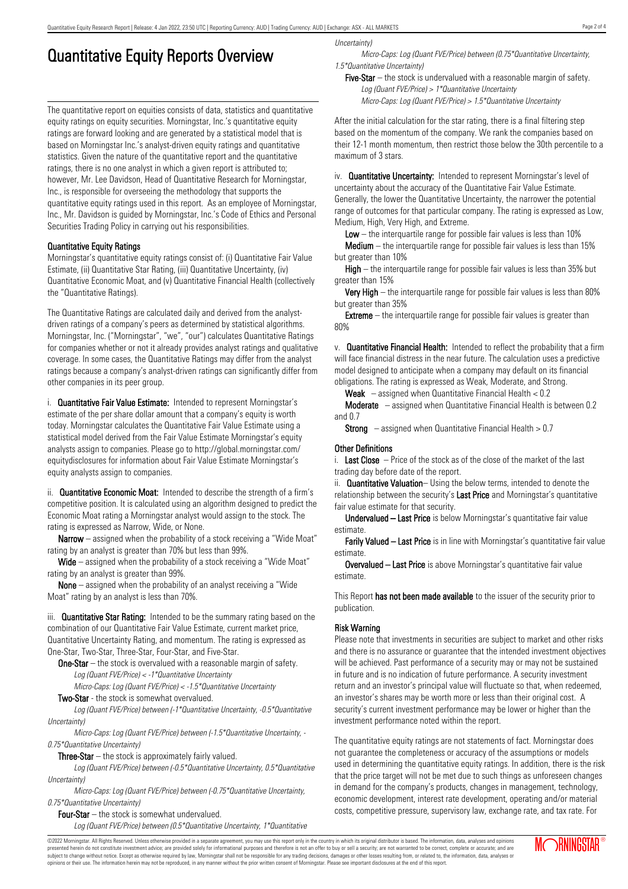# Quantitative Equity Reports Overview

The quantitative report on equities consists of data, statistics and quantitative equity ratings on equity securities. Morningstar, Inc.'s quantitative equity ratings are forward looking and are generated by a statistical model that is based on Morningstar Inc.'s analyst-driven equity ratings and quantitative statistics. Given the nature of the quantitative report and the quantitative ratings, there is no one analyst in which a given report is attributed to; however, Mr. Lee Davidson, Head of Quantitative Research for Morningstar, Inc., is responsible for overseeing the methodology that supports the quantitative equity ratings used in this report. As an employee of Morningstar, Inc., Mr. Davidson is guided by Morningstar, Inc.'s Code of Ethics and Personal Securities Trading Policy in carrying out his responsibilities.

## Quantitative Equity Ratings

Morningstar's quantitative equity ratings consist of: (i) Quantitative Fair Value Estimate, (ii) Quantitative Star Rating, (iii) Quantitative Uncertainty, (iv) Quantitative Economic Moat, and (v) Quantitative Financial Health (collectively the "Quantitative Ratings).

The Quantitative Ratings are calculated daily and derived from the analyst-driven ratings of a company's peers as determined by statistical algorithms. Morningstar, Inc. ("Morningstar", "we", "our") calculates Quantitative Ratings for companies whether or not it already provides analyst ratings and qualitative coverage. In some cases, the Quantitative Ratings may differ from the analyst ratings because a company's analyst-driven ratings can significantly differ from other companies in its peer group.

i. **Quantitative Fair Value Estimate:** Intended to represent Morningstar's estimate of the per share dollar amount that a company's equity is worth today. Morningstar calculates the Quantitative Fair Value Estimate using a statistical model derived from the Fair Value Estimate Morningstar's equity analysts assign to companies. Please go to http://global.morningstar.com/equitydisclosures for information about Fair Value Estimate Morningstar's equity analysts assign to companies.

ii. **Quantitative Economic Moat:** Intended to describe the strength of a firm's competitive position. It is calculated using an algorithm designed to predict the Economic Moat rating a Morningstar analyst would assign to the stock. The rating is expressed as Narrow, Wide, or None.

**Narrow** – assigned when the probability of a stock receiving a "Wide Moat" rating by an analyst is greater than 70% but less than 99%.

**Wide** – assigned when the probability of a stock receiving a "Wide Moat" rating by an analyst is greater than 99%.

**None** – assigned when the probability of an analyst receiving a "Wide Moat" rating by an analyst is less than 70%.

iii. **Quantitative Star Rating:** Intended to be the summary rating based on the combination of our Quantitative Fair Value Estimate, current market price, Quantitative Uncertainty Rating, and momentum. The rating is expressed as One-Star, Two-Star, Three-Star, Four-Star, and Five-Star.

**One-Star** – the stock is overvalued with a reasonable margin of safety.
*Log (Quant FVE/Price) < -1\*Quantitative Uncertainty*
*Micro-Caps: Log (Quant FVE/Price) < -1.5\*Quantitative Uncertainty*

**Two-Star** - the stock is somewhat overvalued.
*Log (Quant FVE/Price) between (-1\*Quantitative Uncertainty, -0.5\*Quantitative Uncertainty)*
*Micro-Caps: Log (Quant FVE/Price) between (-1.5\*Quantitative Uncertainty, -0.75\*Quantitative Uncertainty)*

**Three-Star** – the stock is approximately fairly valued.
*Log (Quant FVE/Price) between (-0.5\*Quantitative Uncertainty, 0.5\*Quantitative Uncertainty)*
*Micro-Caps: Log (Quant FVE/Price) between (-0.75\*Quantitative Uncertainty, 0.75\*Quantitative Uncertainty)*

**Four-Star** – the stock is somewhat undervalued.
*Log (Quant FVE/Price) between (0.5\*Quantitative Uncertainty, 1\*Quantitative Uncertainty)*
*Micro-Caps: Log (Quant FVE/Price) between (0.75\*Quantitative Uncertainty, 1.5\*Quantitative Uncertainty)*

**Five-Star** – the stock is undervalued with a reasonable margin of safety.
*Log (Quant FVE/Price) > 1\*Quantitative Uncertainty*
*Micro-Caps: Log (Quant FVE/Price) > 1.5\*Quantitative Uncertainty*

After the initial calculation for the star rating, there is a final filtering step based on the momentum of the company. We rank the companies based on their 12-1 month momentum, then restrict those below the 30th percentile to a maximum of 3 stars.

iv. **Quantitative Uncertainty:** Intended to represent Morningstar's level of uncertainty about the accuracy of the Quantitative Fair Value Estimate. Generally, the lower the Quantitative Uncertainty, the narrower the potential range of outcomes for that particular company. The rating is expressed as Low, Medium, High, Very High, and Extreme.

**Low** – the interquartile range for possible fair values is less than 10%

**Medium** – the interquartile range for possible fair values is less than 15% but greater than 10%

**High** – the interquartile range for possible fair values is less than 35% but greater than 15%

**Very High** – the interquartile range for possible fair values is less than 80% but greater than 35%

**Extreme** – the interquartile range for possible fair values is greater than 80%

v. **Quantitative Financial Health:** Intended to reflect the probability that a firm will face financial distress in the near future. The calculation uses a predictive model designed to anticipate when a company may default on its financial obligations. The rating is expressed as Weak, Moderate, and Strong.

**Weak** – assigned when Quantitative Financial Health < 0.2

**Moderate** – assigned when Quantitative Financial Health is between 0.2 and 0.7

**Strong** – assigned when Quantitative Financial Health > 0.7

## Other Definitions

i. **Last Close** – Price of the stock as of the close of the market of the last trading day before date of the report.

ii. **Quantitative Valuation**– Using the below terms, intended to denote the relationship between the security's **Last Price** and Morningstar's quantitative fair value estimate for that security.

**Undervalued – Last Price** is below Morningstar's quantitative fair value estimate.

**Farily Valued – Last Price** is in line with Morningstar's quantitative fair value estimate.

**Overvalued – Last Price** is above Morningstar's quantitative fair value estimate.

This Report **has not been made available** to the issuer of the security prior to publication.

## Risk Warning

Please note that investments in securities are subject to market and other risks and there is no assurance or guarantee that the intended investment objectives will be achieved. Past performance of a security may or may not be sustained in future and is no indication of future performance. A security investment return and an investor's principal value will fluctuate so that, when redeemed, an investor's shares may be worth more or less than their original cost. A security's current investment performance may be lower or higher than the investment performance noted within the report.

The quantitative equity ratings are not statements of fact. Morningstar does not guarantee the completeness or accuracy of the assumptions or models used in determining the quantitative equity ratings. In addition, there is the risk that the price target will not be met due to such things as unforeseen changes in demand for the company's products, changes in management, technology, economic development, interest rate development, operating and/or material costs, competitive pressure, supervisory law, exchange rate, and tax rate. For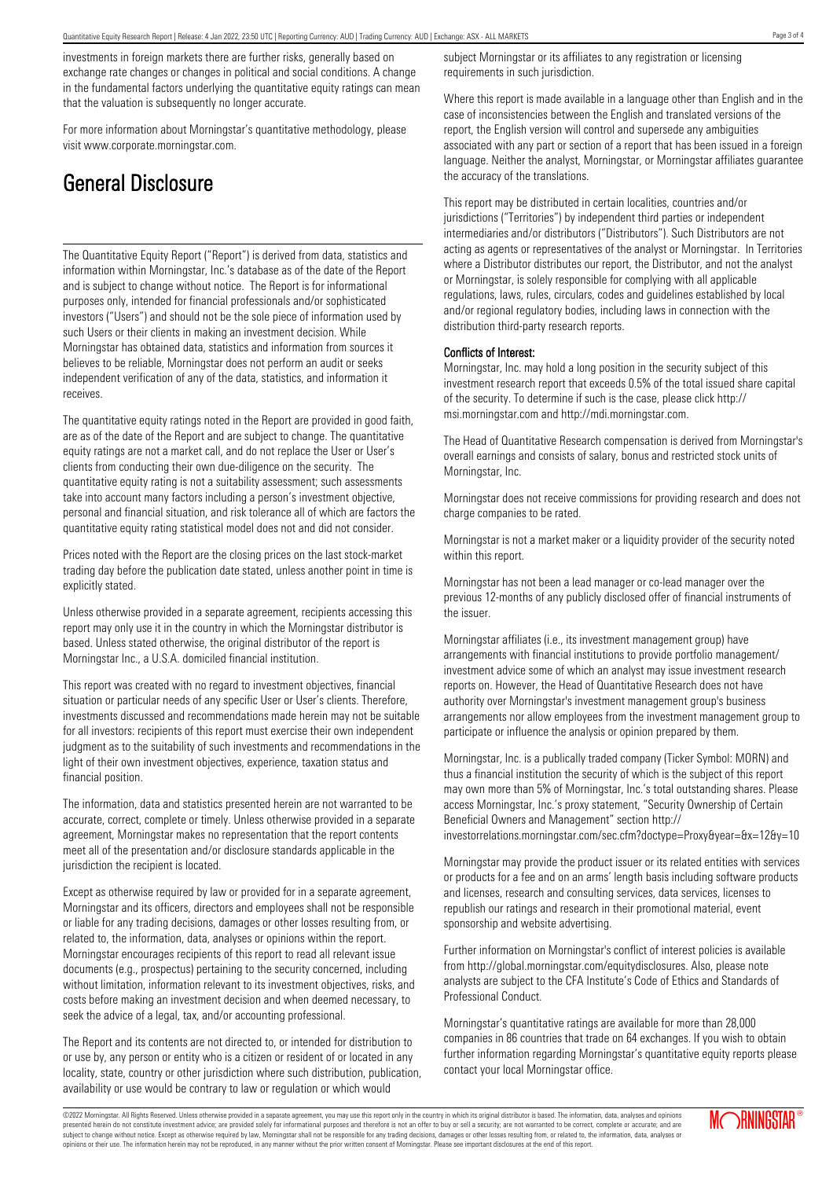investments in foreign markets there are further risks, generally based on exchange rate changes or changes in political and social conditions. A change in the fundamental factors underlying the quantitative equity ratings can mean that the valuation is subsequently no longer accurate.

For more information about Morningstar's quantitative methodology, please visit www.corporate.morningstar.com.

# General Disclosure

The Quantitative Equity Report ("Report") is derived from data, statistics and information within Morningstar, Inc.'s database as of the date of the Report and is subject to change without notice. The Report is for informational purposes only, intended for financial professionals and/or sophisticated investors ("Users") and should not be the sole piece of information used by such Users or their clients in making an investment decision. While Morningstar has obtained data, statistics and information from sources it believes to be reliable, Morningstar does not perform an audit or seeks independent verification of any of the data, statistics, and information it receives.

The quantitative equity ratings noted in the Report are provided in good faith, are as of the date of the Report and are subject to change. The quantitative equity ratings are not a market call, and do not replace the User or User's clients from conducting their own due-diligence on the security. The quantitative equity rating is not a suitability assessment; such assessments take into account many factors including a person's investment objective, personal and financial situation, and risk tolerance all of which are factors the quantitative equity rating statistical model does not and did not consider.

Prices noted with the Report are the closing prices on the last stock-market trading day before the publication date stated, unless another point in time is explicitly stated.

Unless otherwise provided in a separate agreement, recipients accessing this report may only use it in the country in which the Morningstar distributor is based. Unless stated otherwise, the original distributor of the report is Morningstar Inc., a U.S.A. domiciled financial institution.

This report was created with no regard to investment objectives, financial situation or particular needs of any specific User or User's clients. Therefore, investments discussed and recommendations made herein may not be suitable for all investors: recipients of this report must exercise their own independent judgment as to the suitability of such investments and recommendations in the light of their own investment objectives, experience, taxation status and financial position.

The information, data and statistics presented herein are not warranted to be accurate, correct, complete or timely. Unless otherwise provided in a separate agreement, Morningstar makes no representation that the report contents meet all of the presentation and/or disclosure standards applicable in the jurisdiction the recipient is located.

Except as otherwise required by law or provided for in a separate agreement, Morningstar and its officers, directors and employees shall not be responsible or liable for any trading decisions, damages or other losses resulting from, or related to, the information, data, analyses or opinions within the report. Morningstar encourages recipients of this report to read all relevant issue documents (e.g., prospectus) pertaining to the security concerned, including without limitation, information relevant to its investment objectives, risks, and costs before making an investment decision and when deemed necessary, to seek the advice of a legal, tax, and/or accounting professional.

The Report and its contents are not directed to, or intended for distribution to or use by, any person or entity who is a citizen or resident of or located in any locality, state, country or other jurisdiction where such distribution, publication, availability or use would be contrary to law or regulation or which would subject Morningstar or its affiliates to any registration or licensing requirements in such jurisdiction.

Where this report is made available in a language other than English and in the case of inconsistencies between the English and translated versions of the report, the English version will control and supersede any ambiguities associated with any part or section of a report that has been issued in a foreign language. Neither the analyst, Morningstar, or Morningstar affiliates guarantee the accuracy of the translations.

This report may be distributed in certain localities, countries and/or jurisdictions ("Territories") by independent third parties or independent intermediaries and/or distributors ("Distributors"). Such Distributors are not acting as agents or representatives of the analyst or Morningstar. In Territories where a Distributor distributes our report, the Distributor, and not the analyst or Morningstar, is solely responsible for complying with all applicable regulations, laws, rules, circulars, codes and guidelines established by local and/or regional regulatory bodies, including laws in connection with the distribution third-party research reports.

**Conflicts of Interest:**

Morningstar, Inc. may hold a long position in the security subject of this investment research report that exceeds 0.5% of the total issued share capital of the security. To determine if such is the case, please click http://msi.morningstar.com and http://mdi.morningstar.com.

The Head of Quantitative Research compensation is derived from Morningstar's overall earnings and consists of salary, bonus and restricted stock units of Morningstar, Inc.

Morningstar does not receive commissions for providing research and does not charge companies to be rated.

Morningstar is not a market maker or a liquidity provider of the security noted within this report.

Morningstar has not been a lead manager or co-lead manager over the previous 12-months of any publicly disclosed offer of financial instruments of the issuer.

Morningstar affiliates (i.e., its investment management group) have arrangements with financial institutions to provide portfolio management/investment advice some of which an analyst may issue investment research reports on. However, the Head of Quantitative Research does not have authority over Morningstar's investment management group's business arrangements nor allow employees from the investment management group to participate or influence the analysis or opinion prepared by them.

Morningstar, Inc. is a publically traded company (Ticker Symbol: MORN) and thus a financial institution the security of which is the subject of this report may own more than 5% of Morningstar, Inc.'s total outstanding shares. Please access Morningstar, Inc.'s proxy statement, "Security Ownership of Certain Beneficial Owners and Management" section http://investorrelations.morningstar.com/sec.cfm?doctype=Proxy&year=&x=12&y=10

Morningstar may provide the product issuer or its related entities with services or products for a fee and on an arms' length basis including software products and licenses, research and consulting services, data services, licenses to republish our ratings and research in their promotional material, event sponsorship and website advertising.

Further information on Morningstar's conflict of interest policies is available from http://global.morningstar.com/equitydisclosures. Also, please note analysts are subject to the CFA Institute's Code of Ethics and Standards of Professional Conduct.

Morningstar's quantitative ratings are available for more than 28,000 companies in 86 countries that trade on 64 exchanges. If you wish to obtain further information regarding Morningstar's quantitative equity reports please contact your local Morningstar office.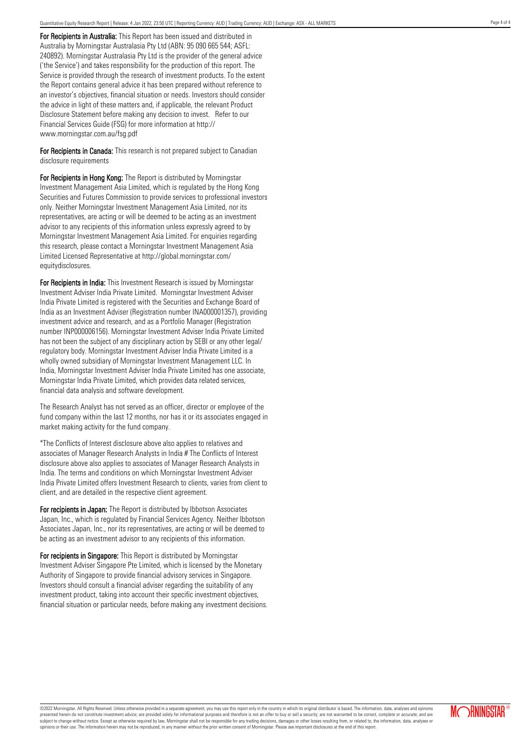**For Recipients in Australia:** This Report has been issued and distributed in Australia by Morningstar Australasia Pty Ltd (ABN: 95 090 665 544; ASFL: 240892). Morningstar Australasia Pty Ltd is the provider of the general advice ('the Service') and takes responsibility for the production of this report. The Service is provided through the research of investment products. To the extent the Report contains general advice it has been prepared without reference to an investor's objectives, financial situation or needs. Investors should consider the advice in light of these matters and, if applicable, the relevant Product Disclosure Statement before making any decision to invest. Refer to our Financial Services Guide (FSG) for more information at http://www.morningstar.com.au/fsg.pdf

**For Recipients in Canada:** This research is not prepared subject to Canadian disclosure requirements

**For Recipients in Hong Kong:** The Report is distributed by Morningstar Investment Management Asia Limited, which is regulated by the Hong Kong Securities and Futures Commission to provide services to professional investors only. Neither Morningstar Investment Management Asia Limited, nor its representatives, are acting or will be deemed to be acting as an investment advisor to any recipients of this information unless expressly agreed to by Morningstar Investment Management Asia Limited. For enquiries regarding this research, please contact a Morningstar Investment Management Asia Limited Licensed Representative at http://global.morningstar.com/equitydisclosures.

**For Recipients in India:** This Investment Research is issued by Morningstar Investment Adviser India Private Limited. Morningstar Investment Adviser India Private Limited is registered with the Securities and Exchange Board of India as an Investment Adviser (Registration number INA000001357), providing investment advice and research, and as a Portfolio Manager (Registration number INP000006156). Morningstar Investment Adviser India Private Limited has not been the subject of any disciplinary action by SEBI or any other legal/regulatory body. Morningstar Investment Adviser India Private Limited is a wholly owned subsidiary of Morningstar Investment Management LLC. In India, Morningstar Investment Adviser India Private Limited has one associate, Morningstar India Private Limited, which provides data related services, financial data analysis and software development.

The Research Analyst has not served as an officer, director or employee of the fund company within the last 12 months, nor has it or its associates engaged in market making activity for the fund company.

*The Conflicts of Interest disclosure above also applies to relatives and associates of Manager Research Analysts in India # The Conflicts of Interest disclosure above also applies to associates of Manager Research Analysts in India. The terms and conditions on which Morningstar Investment Adviser India Private Limited offers Investment Research to clients, varies from client to client, and are detailed in the respective client agreement.

**For recipients in Japan:** The Report is distributed by Ibbotson Associates Japan, Inc., which is regulated by Financial Services Agency. Neither Ibbotson Associates Japan, Inc., nor its representatives, are acting or will be deemed to be acting as an investment advisor to any recipients of this information.

**For recipients in Singapore:** This Report is distributed by Morningstar Investment Adviser Singapore Pte Limited, which is licensed by the Monetary Authority of Singapore to provide financial advisory services in Singapore. Investors should consult a financial adviser regarding the suitability of any investment product, taking into account their specific investment objectives, financial situation or particular needs, before making any investment decisions.

©2022 Morningstar. All Rights Reserved. Unless otherwise provided in a separate agreement, you may use this report only in the country in which its original distributor is based. The information, data, analyses and opinions presented herein do not constitute investment advice; are provided solely for informational purposes and therefore is not an offer to buy or sell a security; are not warranted to be correct, complete or accurate; and are subject to change without notice. Except as otherwise required by law, Morningstar shall not be responsible for any trading decisions, damages or other losses resulting from, or related to, the information, data, analyses or opinions or their use. The information herein may not be reproduced, in any manner without the prior written consent of Morningstar. Please see important disclosures at the end of this report.